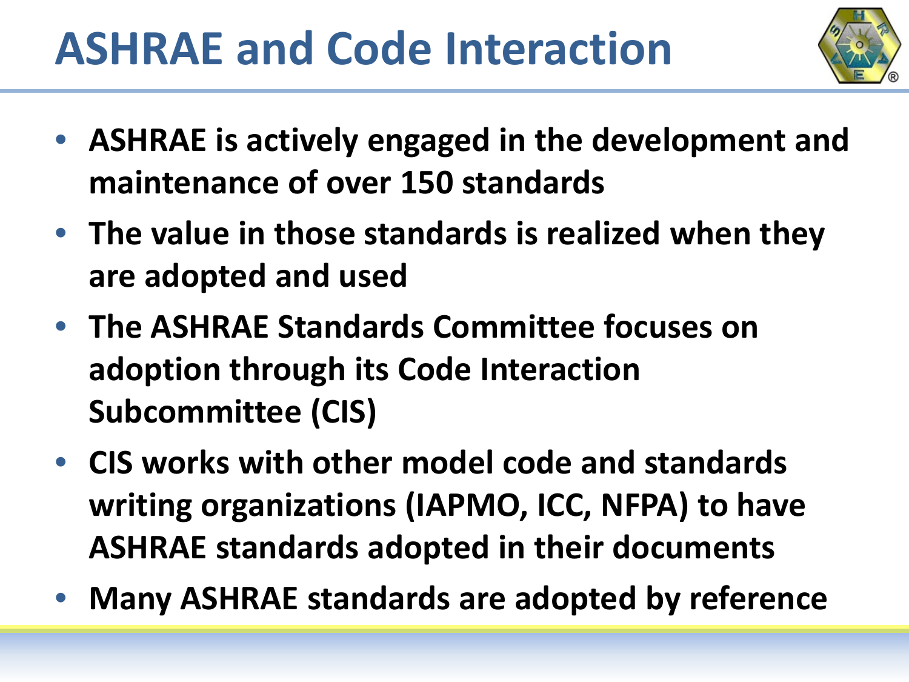# ASHRAE and Code Interaction

- **ASHRAE is actively engaged in the development and maintenance of over 150 standards**
- **The value in those standards is realized when they are adopted and used**
- **The ASHRAE Standards Committee focuses on adoption through its Code Interaction Subcommittee (CIS)**
- **CIS works with other model code and standards writing organizations (IAPMO, ICC, NFPA) to have ASHRAE standards adopted in their documents**
- **Many ASHRAE standards are adopted by reference**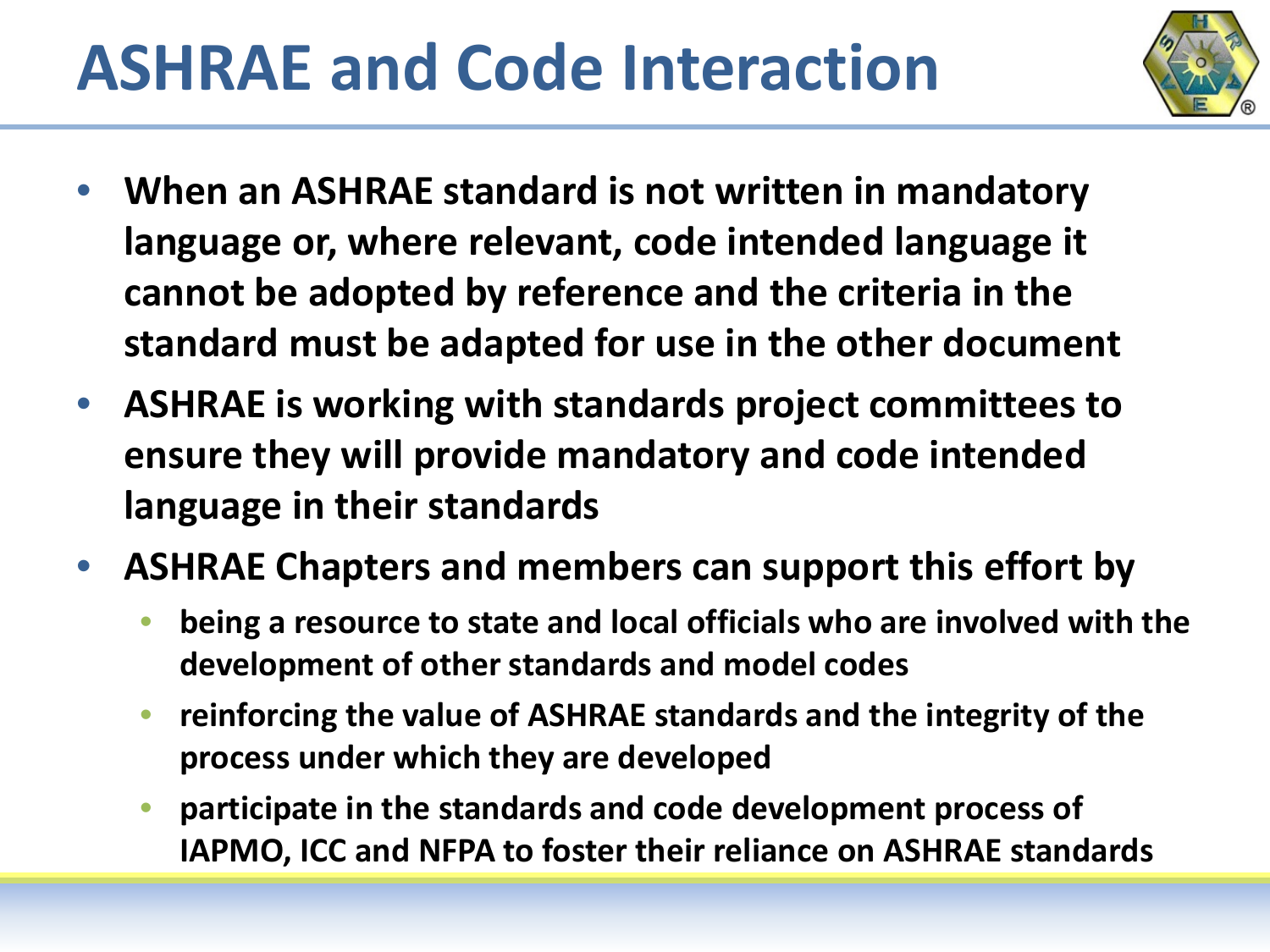# ASHRAE and Code Interaction

- When an ASHRAE standard is not written in mandatory language or, where relevant, code intended language it cannot be adopted by reference and the criteria in the standard must be adapted for use in the other document
- ASHRAE is working with standards project committees to ensure they will provide mandatory and code intended language in their standards
- ASHRAE Chapters and members can support this effort by
  - being a resource to state and local officials who are involved with the development of other standards and model codes
  - reinforcing the value of ASHRAE standards and the integrity of the process under which they are developed
  - participate in the standards and code development process of IAPMO, ICC and NFPA to foster their reliance on ASHRAE standards